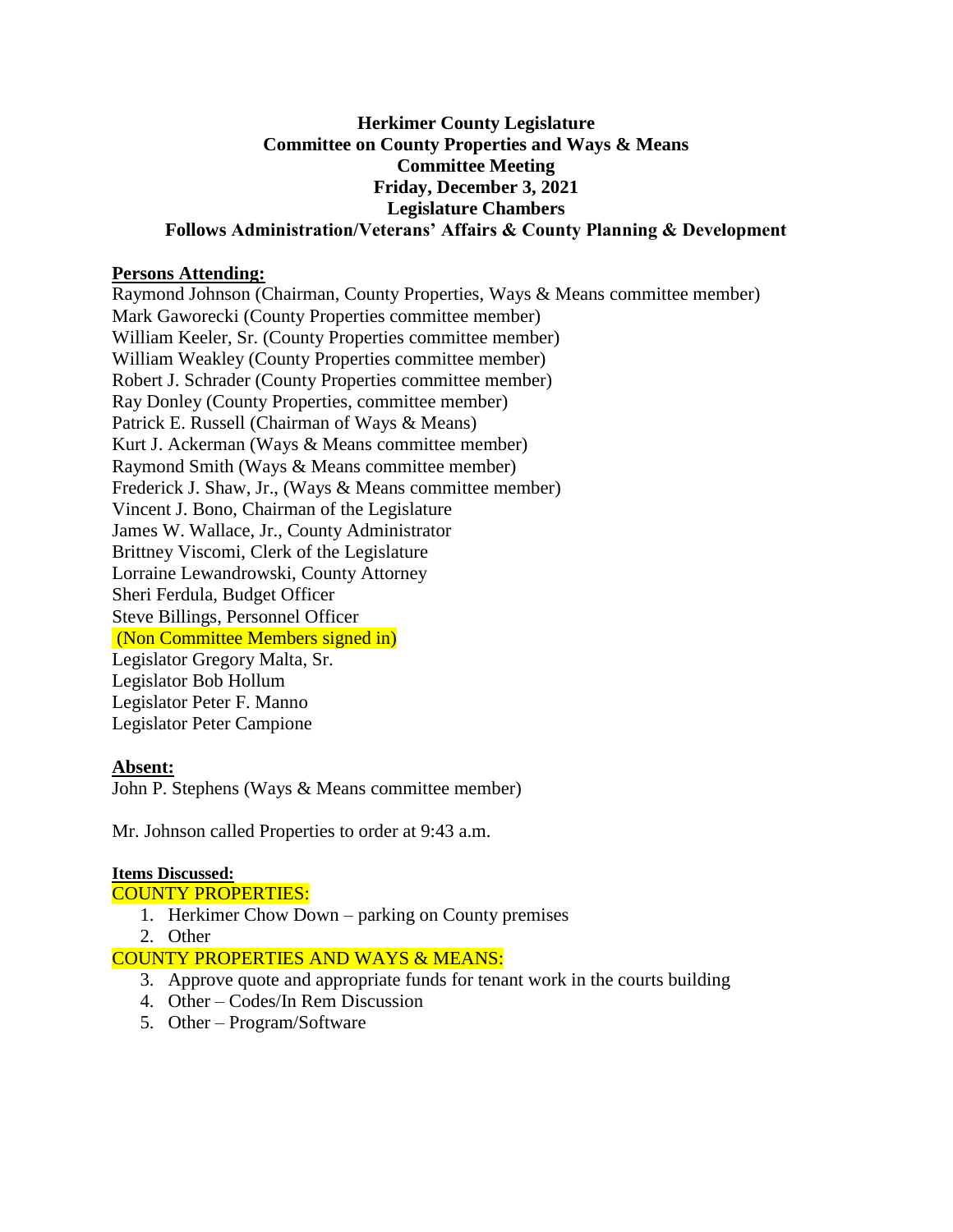**Herkimer County Legislature**
**Committee on County Properties and Ways & Means**
**Committee Meeting**
**Friday, December 3, 2021**
**Legislature Chambers**
**Follows Administration/Veterans' Affairs & County Planning & Development**

**Persons Attending:**

Raymond Johnson (Chairman, County Properties, Ways & Means committee member)
Mark Gaworecki (County Properties committee member)
William Keeler, Sr. (County Properties committee member)
William Weakley (County Properties committee member)
Robert J. Schrader (County Properties committee member)
Ray Donley (County Properties, committee member)
Patrick E. Russell (Chairman of Ways & Means)
Kurt J. Ackerman (Ways & Means committee member)
Raymond Smith (Ways & Means committee member)
Frederick J. Shaw, Jr., (Ways & Means committee member)
Vincent J. Bono, Chairman of the Legislature
James W. Wallace, Jr., County Administrator
Brittney Viscomi, Clerk of the Legislature
Lorraine Lewandrowski, County Attorney
Sheri Ferdula, Budget Officer
Steve Billings, Personnel Officer
(Non Committee Members signed in)
Legislator Gregory Malta, Sr.
Legislator Bob Hollum
Legislator Peter F. Manno
Legislator Peter Campione

**Absent:**

John P. Stephens (Ways & Means committee member)

Mr. Johnson called Properties to order at 9:43 a.m.

**Items Discussed:**

COUNTY PROPERTIES:

1. Herkimer Chow Down – parking on County premises
2. Other

COUNTY PROPERTIES AND WAYS & MEANS:

3. Approve quote and appropriate funds for tenant work in the courts building
4. Other – Codes/In Rem Discussion
5. Other – Program/Software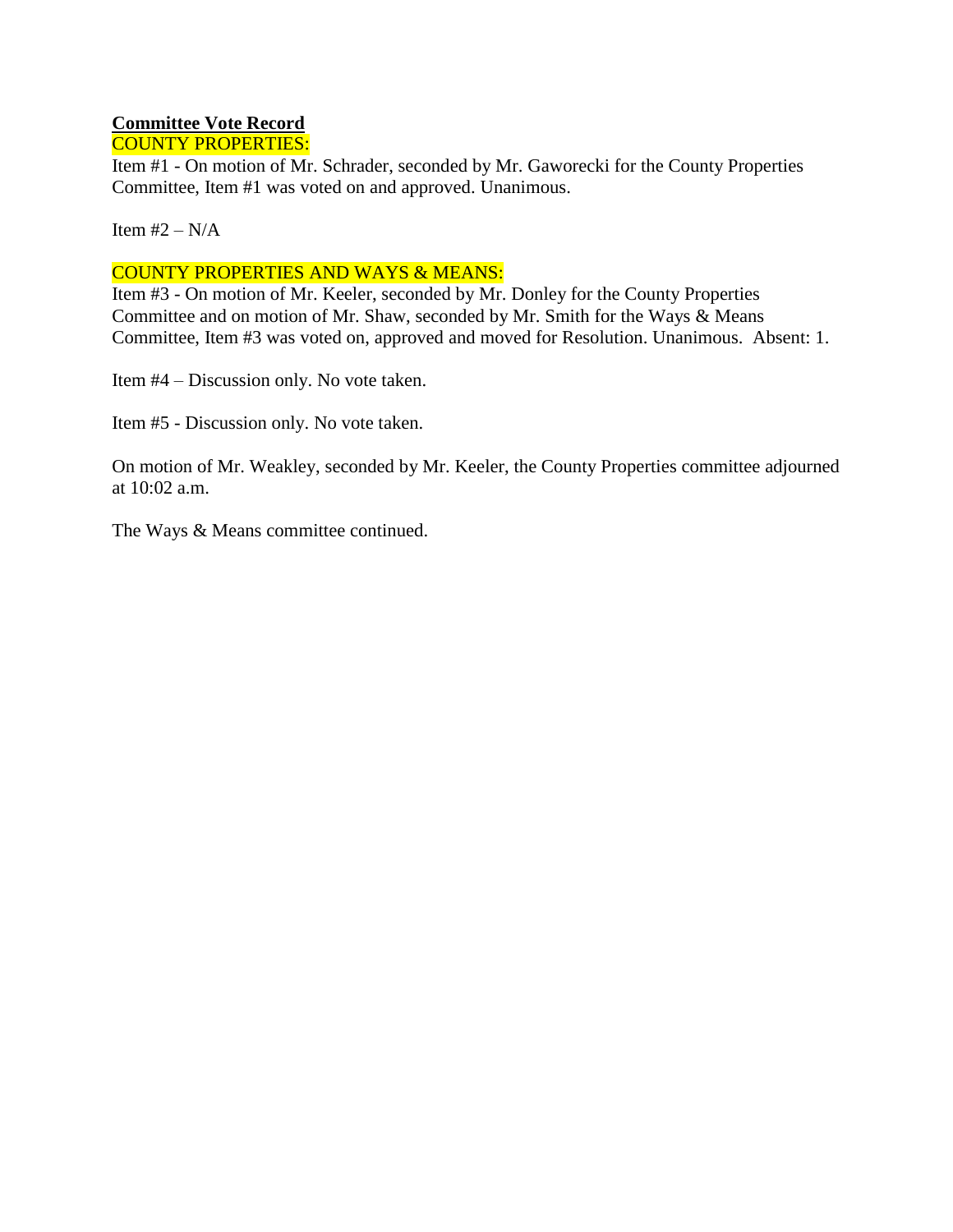**Committee Vote Record**

COUNTY PROPERTIES:

Item #1 - On motion of Mr. Schrader, seconded by Mr. Gaworecki for the County Properties Committee, Item #1 was voted on and approved. Unanimous.

Item #2 – N/A

COUNTY PROPERTIES AND WAYS & MEANS:

Item #3 - On motion of Mr. Keeler, seconded by Mr. Donley for the County Properties Committee and on motion of Mr. Shaw, seconded by Mr. Smith for the Ways & Means Committee, Item #3 was voted on, approved and moved for Resolution. Unanimous. Absent: 1.

Item #4 – Discussion only. No vote taken.

Item #5 - Discussion only. No vote taken.

On motion of Mr. Weakley, seconded by Mr. Keeler, the County Properties committee adjourned at 10:02 a.m.

The Ways & Means committee continued.